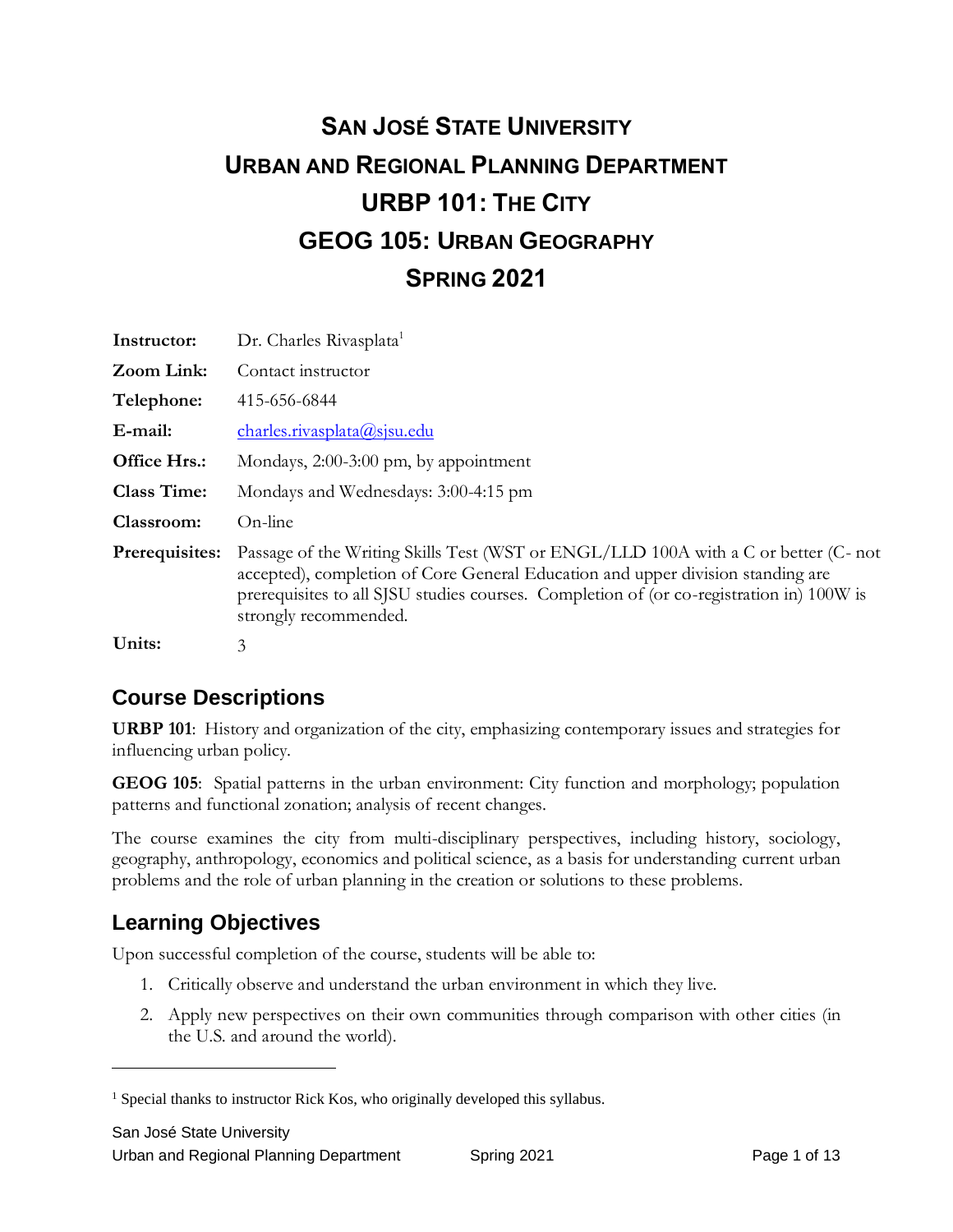# San José State University
# Urban and Regional Planning Department
# URBP 101: The City
# GEOG 105: Urban Geography
# Spring 2021

| | |
|---|---|
| **Instructor:** | Dr. Charles Rivasplata[1] |
| **Zoom Link:** | Contact instructor |
| **Telephone:** | 415-656-6844 |
| **E-mail:** | charles.rivasplata@sjsu.edu |
| **Office Hrs.:** | Mondays, 2:00-3:00 pm, by appointment |
| **Class Time:** | Mondays and Wednesdays: 3:00-4:15 pm |
| **Classroom:** | On-line |
| **Prerequisites:** | Passage of the Writing Skills Test (WST or ENGL/LLD 100A with a C or better (C- not accepted), completion of Core General Education and upper division standing are prerequisites to all SJSU studies courses. Completion of (or co-registration in) 100W is strongly recommended. |
| **Units:** | 3 |

## Course Descriptions

**URBP 101**: History and organization of the city, emphasizing contemporary issues and strategies for influencing urban policy.

**GEOG 105**: Spatial patterns in the urban environment: City function and morphology; population patterns and functional zonation; analysis of recent changes.

The course examines the city from multi-disciplinary perspectives, including history, sociology, geography, anthropology, economics and political science, as a basis for understanding current urban problems and the role of urban planning in the creation or solutions to these problems.

## Learning Objectives

Upon successful completion of the course, students will be able to:

1. Critically observe and understand the urban environment in which they live.
2. Apply new perspectives on their own communities through comparison with other cities (in the U.S. and around the world).

---

[1] Special thanks to instructor Rick Kos, who originally developed this syllabus.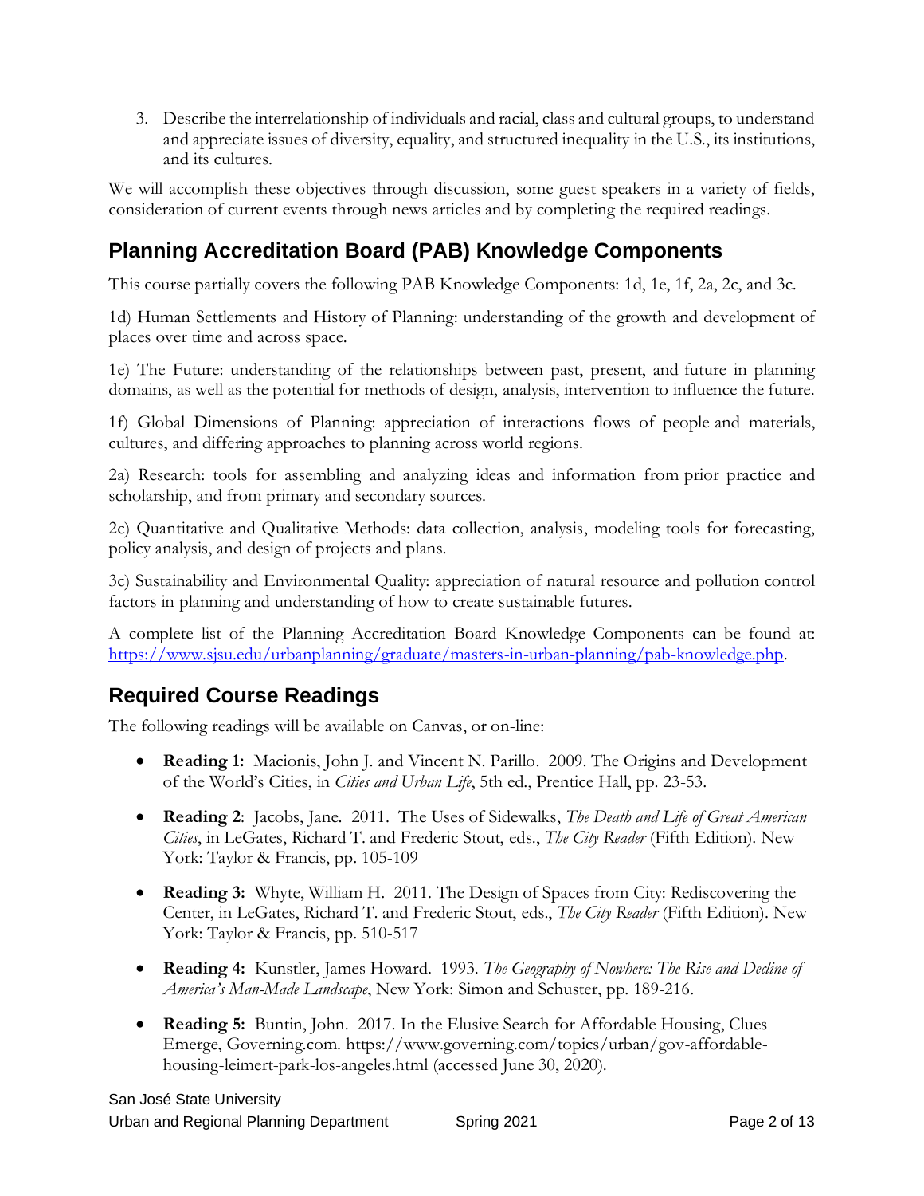3. Describe the interrelationship of individuals and racial, class and cultural groups, to understand and appreciate issues of diversity, equality, and structured inequality in the U.S., its institutions, and its cultures.

We will accomplish these objectives through discussion, some guest speakers in a variety of fields, consideration of current events through news articles and by completing the required readings.

## Planning Accreditation Board (PAB) Knowledge Components

This course partially covers the following PAB Knowledge Components: 1d, 1e, 1f, 2a, 2c, and 3c.

1d) Human Settlements and History of Planning: understanding of the growth and development of places over time and across space.

1e) The Future: understanding of the relationships between past, present, and future in planning domains, as well as the potential for methods of design, analysis, intervention to influence the future.

1f) Global Dimensions of Planning: appreciation of interactions flows of people and materials, cultures, and differing approaches to planning across world regions.

2a) Research: tools for assembling and analyzing ideas and information from prior practice and scholarship, and from primary and secondary sources.

2c) Quantitative and Qualitative Methods: data collection, analysis, modeling tools for forecasting, policy analysis, and design of projects and plans.

3c) Sustainability and Environmental Quality: appreciation of natural resource and pollution control factors in planning and understanding of how to create sustainable futures.

A complete list of the Planning Accreditation Board Knowledge Components can be found at: [https://www.sjsu.edu/urbanplanning/graduate/masters-in-urban-planning/pab-knowledge.php](https://www.sjsu.edu/urbanplanning/graduate/masters-in-urban-planning/pab-knowledge.php).

## Required Course Readings

The following readings will be available on Canvas, or on-line:

- **Reading 1:** Macionis, John J. and Vincent N. Parillo. 2009. The Origins and Development of the World's Cities, in *Cities and Urban Life*, 5th ed., Prentice Hall, pp. 23-53.
- **Reading 2**: Jacobs, Jane. 2011. The Uses of Sidewalks, *The Death and Life of Great American Cities*, in LeGates, Richard T. and Frederic Stout, eds., *The City Reader* (Fifth Edition). New York: Taylor & Francis, pp. 105-109
- **Reading 3:** Whyte, William H. 2011. The Design of Spaces from City: Rediscovering the Center, in LeGates, Richard T. and Frederic Stout, eds., *The City Reader* (Fifth Edition). New York: Taylor & Francis, pp. 510-517
- **Reading 4:** Kunstler, James Howard. 1993. *The Geography of Nowhere: The Rise and Decline of America's Man-Made Landscape*, New York: Simon and Schuster, pp. 189-216.
- **Reading 5:** Buntin, John. 2017. In the Elusive Search for Affordable Housing, Clues Emerge, Governing.com. https://www.governing.com/topics/urban/gov-affordable-housing-leimert-park-los-angeles.html (accessed June 30, 2020).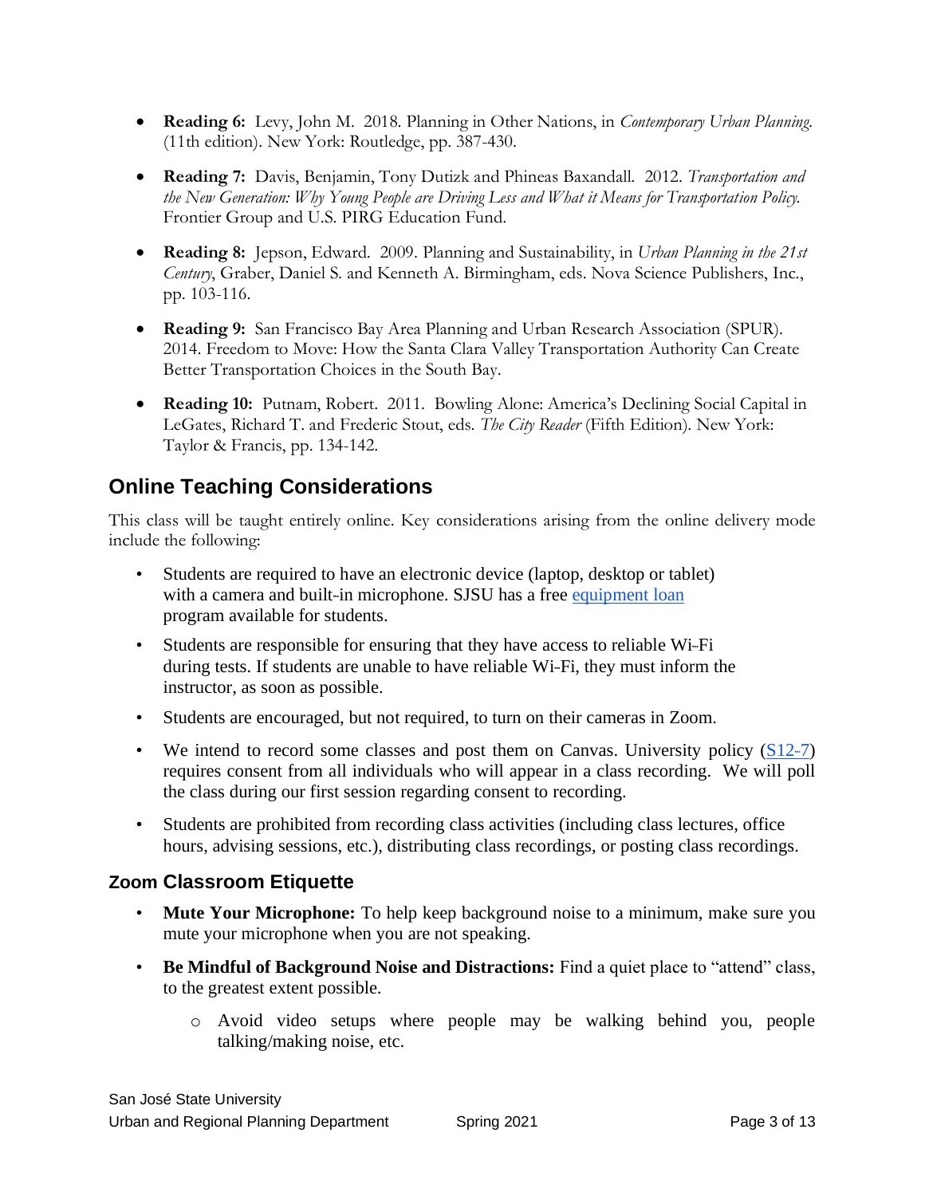- **Reading 6:** Levy, John M. 2018. Planning in Other Nations, in *Contemporary Urban Planning.* (11th edition). New York: Routledge, pp. 387-430.

- **Reading 7:** Davis, Benjamin, Tony Dutizk and Phineas Baxandall. 2012. *Transportation and the New Generation: Why Young People are Driving Less and What it Means for Transportation Policy.* Frontier Group and U.S. PIRG Education Fund.

- **Reading 8:** Jepson, Edward. 2009. Planning and Sustainability, in *Urban Planning in the 21st Century*, Graber, Daniel S. and Kenneth A. Birmingham, eds. Nova Science Publishers, Inc., pp. 103-116.

- **Reading 9:** San Francisco Bay Area Planning and Urban Research Association (SPUR). 2014. Freedom to Move: How the Santa Clara Valley Transportation Authority Can Create Better Transportation Choices in the South Bay.

- **Reading 10:** Putnam, Robert. 2011. Bowling Alone: America's Declining Social Capital in LeGates, Richard T. and Frederic Stout, eds. *The City Reader* (Fifth Edition). New York: Taylor & Francis, pp. 134-142.

## Online Teaching Considerations

This class will be taught entirely online. Key considerations arising from the online delivery mode include the following:

- Students are required to have an electronic device (laptop, desktop or tablet) with a camera and built-in microphone. SJSU has a free equipment loan program available for students.
- Students are responsible for ensuring that they have access to reliable Wi-Fi during tests. If students are unable to have reliable Wi-Fi, they must inform the instructor, as soon as possible.
- Students are encouraged, but not required, to turn on their cameras in Zoom.
- We intend to record some classes and post them on Canvas. University policy (S12-7) requires consent from all individuals who will appear in a class recording. We will poll the class during our first session regarding consent to recording.
- Students are prohibited from recording class activities (including class lectures, office hours, advising sessions, etc.), distributing class recordings, or posting class recordings.

### Zoom Classroom Etiquette

- **Mute Your Microphone:** To help keep background noise to a minimum, make sure you mute your microphone when you are not speaking.
- **Be Mindful of Background Noise and Distractions:** Find a quiet place to "attend" class, to the greatest extent possible.
  - Avoid video setups where people may be walking behind you, people talking/making noise, etc.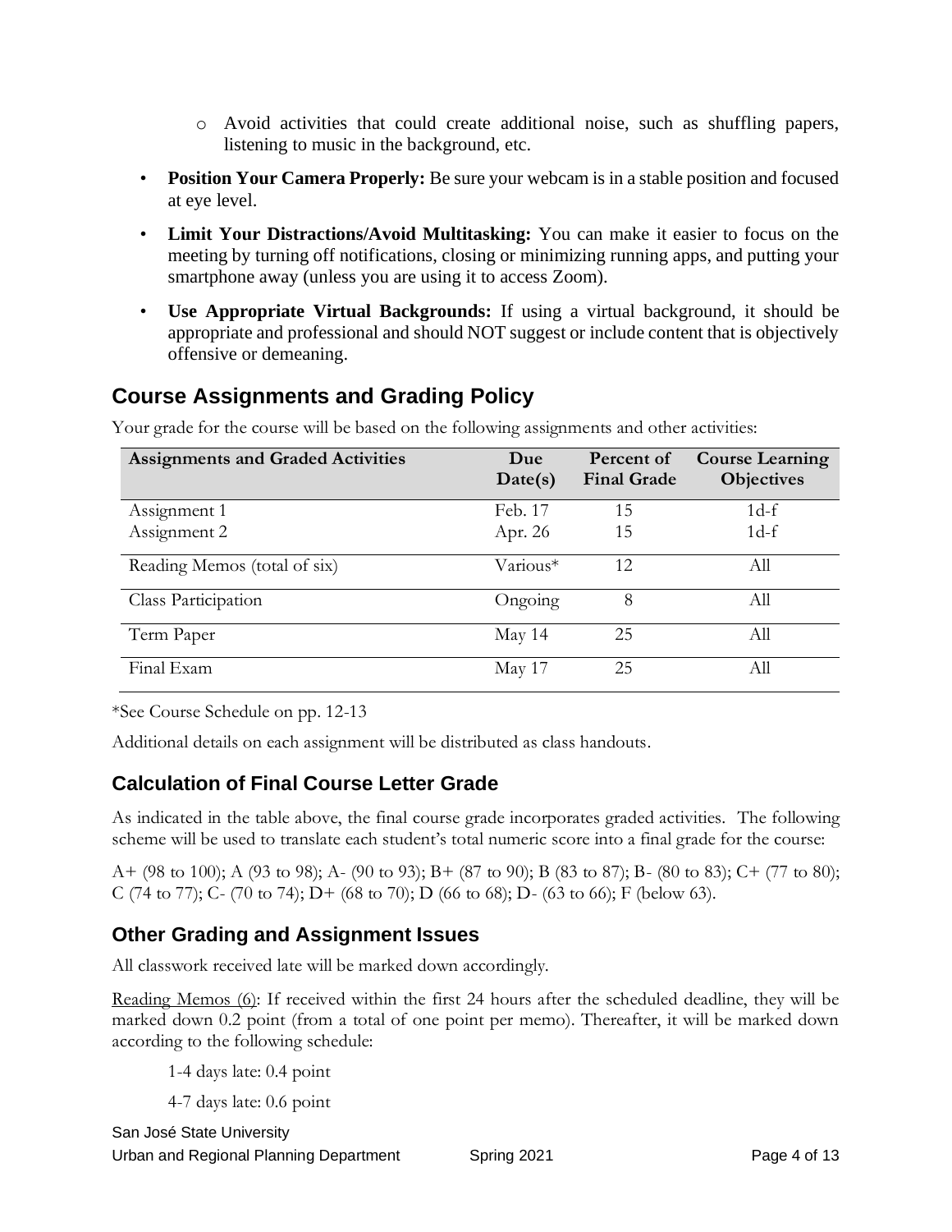- Avoid activities that could create additional noise, such as shuffling papers, listening to music in the background, etc.
- **Position Your Camera Properly:** Be sure your webcam is in a stable position and focused at eye level.
- **Limit Your Distractions/Avoid Multitasking:** You can make it easier to focus on the meeting by turning off notifications, closing or minimizing running apps, and putting your smartphone away (unless you are using it to access Zoom).
- **Use Appropriate Virtual Backgrounds:** If using a virtual background, it should be appropriate and professional and should NOT suggest or include content that is objectively offensive or demeaning.

## Course Assignments and Grading Policy

Your grade for the course will be based on the following assignments and other activities:

| Assignments and Graded Activities | Due Date(s) | Percent of Final Grade | Course Learning Objectives |
|---|---|---|---|
| Assignment 1 | Feb. 17 | 15 | 1d-f |
| Assignment 2 | Apr. 26 | 15 | 1d-f |
| Reading Memos (total of six) | Various* | 12 | All |
| Class Participation | Ongoing | 8 | All |
| Term Paper | May 14 | 25 | All |
| Final Exam | May 17 | 25 | All |

*See Course Schedule on pp. 12-13

Additional details on each assignment will be distributed as class handouts.

## Calculation of Final Course Letter Grade

As indicated in the table above, the final course grade incorporates graded activities. The following scheme will be used to translate each student's total numeric score into a final grade for the course:

A+ (98 to 100); A (93 to 98); A- (90 to 93); B+ (87 to 90); B (83 to 87); B- (80 to 83); C+ (77 to 80); C (74 to 77); C- (70 to 74); D+ (68 to 70); D (66 to 68); D- (63 to 66); F (below 63).

## Other Grading and Assignment Issues

All classwork received late will be marked down accordingly.

Reading Memos (6): If received within the first 24 hours after the scheduled deadline, they will be marked down 0.2 point (from a total of one point per memo). Thereafter, it will be marked down according to the following schedule:

1-4 days late: 0.4 point

4-7 days late: 0.6 point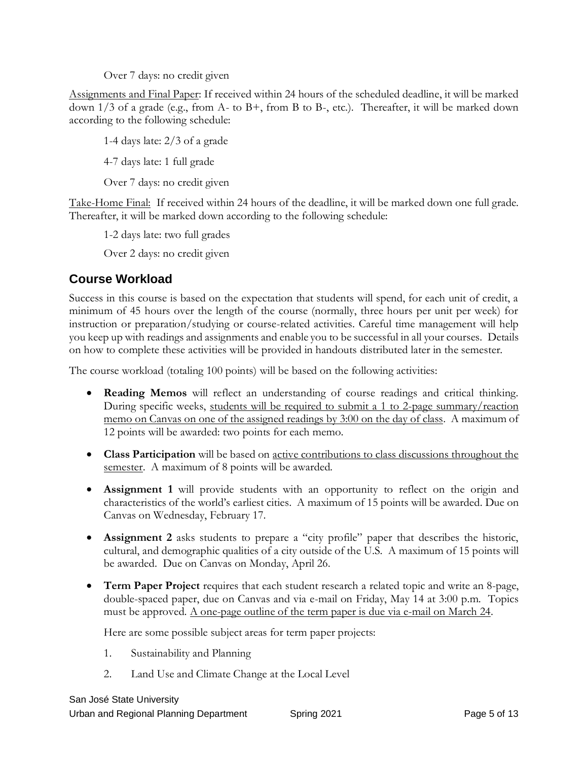Over 7 days: no credit given

Assignments and Final Paper: If received within 24 hours of the scheduled deadline, it will be marked down 1/3 of a grade (e.g., from A- to B+, from B to B-, etc.). Thereafter, it will be marked down according to the following schedule:

1-4 days late: 2/3 of a grade

4-7 days late: 1 full grade

Over 7 days: no credit given

Take-Home Final: If received within 24 hours of the deadline, it will be marked down one full grade. Thereafter, it will be marked down according to the following schedule:

1-2 days late: two full grades

Over 2 days: no credit given

## Course Workload

Success in this course is based on the expectation that students will spend, for each unit of credit, a minimum of 45 hours over the length of the course (normally, three hours per unit per week) for instruction or preparation/studying or course-related activities. Careful time management will help you keep up with readings and assignments and enable you to be successful in all your courses. Details on how to complete these activities will be provided in handouts distributed later in the semester.

The course workload (totaling 100 points) will be based on the following activities:

- **Reading Memos** will reflect an understanding of course readings and critical thinking. During specific weeks, students will be required to submit a 1 to 2-page summary/reaction memo on Canvas on one of the assigned readings by 3:00 on the day of class. A maximum of 12 points will be awarded: two points for each memo.
- **Class Participation** will be based on active contributions to class discussions throughout the semester. A maximum of 8 points will be awarded.
- **Assignment 1** will provide students with an opportunity to reflect on the origin and characteristics of the world's earliest cities. A maximum of 15 points will be awarded. Due on Canvas on Wednesday, February 17.
- **Assignment 2** asks students to prepare a "city profile" paper that describes the historic, cultural, and demographic qualities of a city outside of the U.S. A maximum of 15 points will be awarded. Due on Canvas on Monday, April 26.
- **Term Paper Project** requires that each student research a related topic and write an 8-page, double-spaced paper, due on Canvas and via e-mail on Friday, May 14 at 3:00 p.m. Topics must be approved. A one-page outline of the term paper is due via e-mail on March 24.

  Here are some possible subject areas for term paper projects:

  1. Sustainability and Planning
  2. Land Use and Climate Change at the Local Level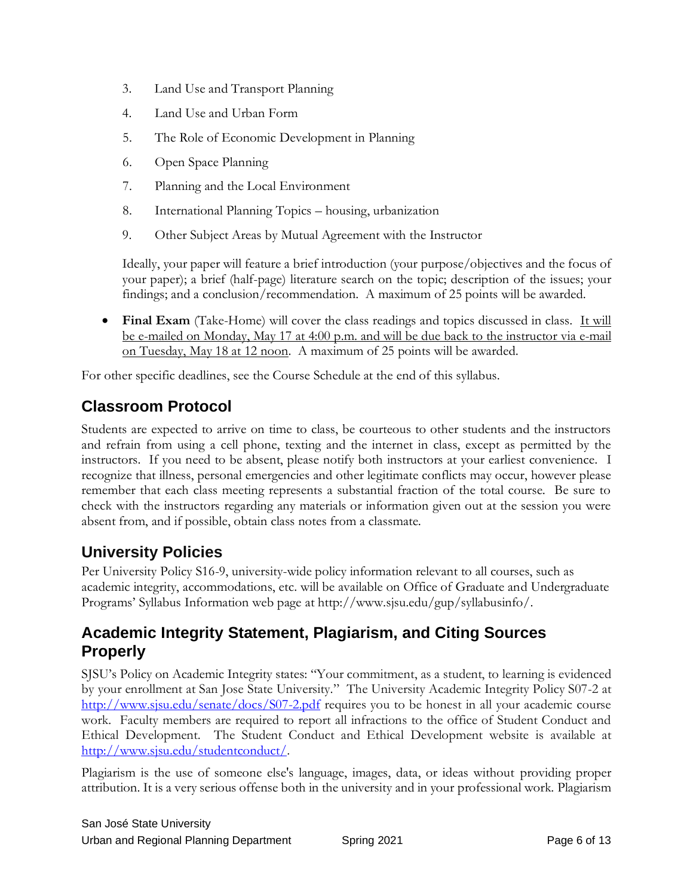3. Land Use and Transport Planning
4. Land Use and Urban Form
5. The Role of Economic Development in Planning
6. Open Space Planning
7. Planning and the Local Environment
8. International Planning Topics – housing, urbanization
9. Other Subject Areas by Mutual Agreement with the Instructor

   Ideally, your paper will feature a brief introduction (your purpose/objectives and the focus of your paper); a brief (half-page) literature search on the topic; description of the issues; your findings; and a conclusion/recommendation. A maximum of 25 points will be awarded.

- **Final Exam** (Take-Home) will cover the class readings and topics discussed in class. It will be e-mailed on Monday, May 17 at 4:00 p.m. and will be due back to the instructor via e-mail on Tuesday, May 18 at 12 noon. A maximum of 25 points will be awarded.

For other specific deadlines, see the Course Schedule at the end of this syllabus.

## Classroom Protocol

Students are expected to arrive on time to class, be courteous to other students and the instructors and refrain from using a cell phone, texting and the internet in class, except as permitted by the instructors. If you need to be absent, please notify both instructors at your earliest convenience. I recognize that illness, personal emergencies and other legitimate conflicts may occur, however please remember that each class meeting represents a substantial fraction of the total course. Be sure to check with the instructors regarding any materials or information given out at the session you were absent from, and if possible, obtain class notes from a classmate.

## University Policies

Per University Policy S16-9, university-wide policy information relevant to all courses, such as academic integrity, accommodations, etc. will be available on Office of Graduate and Undergraduate Programs' Syllabus Information web page at http://www.sjsu.edu/gup/syllabusinfo/.

## Academic Integrity Statement, Plagiarism, and Citing Sources Properly

SJSU's Policy on Academic Integrity states: "Your commitment, as a student, to learning is evidenced by your enrollment at San Jose State University." The University Academic Integrity Policy S07-2 at http://www.sjsu.edu/senate/docs/S07-2.pdf requires you to be honest in all your academic course work. Faculty members are required to report all infractions to the office of Student Conduct and Ethical Development. The Student Conduct and Ethical Development website is available at http://www.sjsu.edu/studentconduct/.

Plagiarism is the use of someone else's language, images, data, or ideas without providing proper attribution. It is a very serious offense both in the university and in your professional work. Plagiarism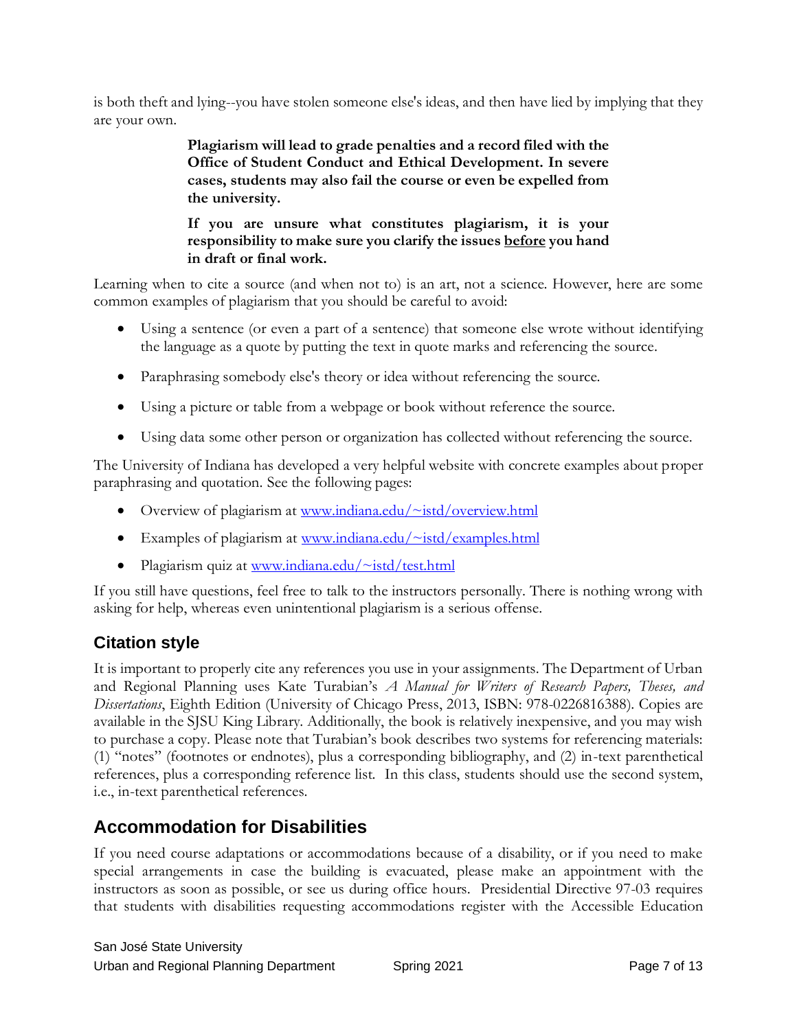is both theft and lying--you have stolen someone else's ideas, and then have lied by implying that they are your own.

> **Plagiarism will lead to grade penalties and a record filed with the Office of Student Conduct and Ethical Development. In severe cases, students may also fail the course or even be expelled from the university.**
>
> **If you are unsure what constitutes plagiarism, it is your responsibility to make sure you clarify the issues <u>before</u> you hand in draft or final work.**

Learning when to cite a source (and when not to) is an art, not a science. However, here are some common examples of plagiarism that you should be careful to avoid:

- Using a sentence (or even a part of a sentence) that someone else wrote without identifying the language as a quote by putting the text in quote marks and referencing the source.
- Paraphrasing somebody else's theory or idea without referencing the source.
- Using a picture or table from a webpage or book without reference the source.
- Using data some other person or organization has collected without referencing the source.

The University of Indiana has developed a very helpful website with concrete examples about proper paraphrasing and quotation. See the following pages:

- Overview of plagiarism at [www.indiana.edu/~istd/overview.html](www.indiana.edu/~istd/overview.html)
- Examples of plagiarism at [www.indiana.edu/~istd/examples.html](www.indiana.edu/~istd/examples.html)
- Plagiarism quiz at [www.indiana.edu/~istd/test.html](www.indiana.edu/~istd/test.html)

If you still have questions, feel free to talk to the instructors personally. There is nothing wrong with asking for help, whereas even unintentional plagiarism is a serious offense.

## Citation style

It is important to properly cite any references you use in your assignments. The Department of Urban and Regional Planning uses Kate Turabian's *A Manual for Writers of Research Papers, Theses, and Dissertations*, Eighth Edition (University of Chicago Press, 2013, ISBN: 978-0226816388). Copies are available in the SJSU King Library. Additionally, the book is relatively inexpensive, and you may wish to purchase a copy. Please note that Turabian's book describes two systems for referencing materials: (1) "notes" (footnotes or endnotes), plus a corresponding bibliography, and (2) in-text parenthetical references, plus a corresponding reference list. In this class, students should use the second system, i.e., in-text parenthetical references.

## Accommodation for Disabilities

If you need course adaptations or accommodations because of a disability, or if you need to make special arrangements in case the building is evacuated, please make an appointment with the instructors as soon as possible, or see us during office hours. Presidential Directive 97-03 requires that students with disabilities requesting accommodations register with the Accessible Education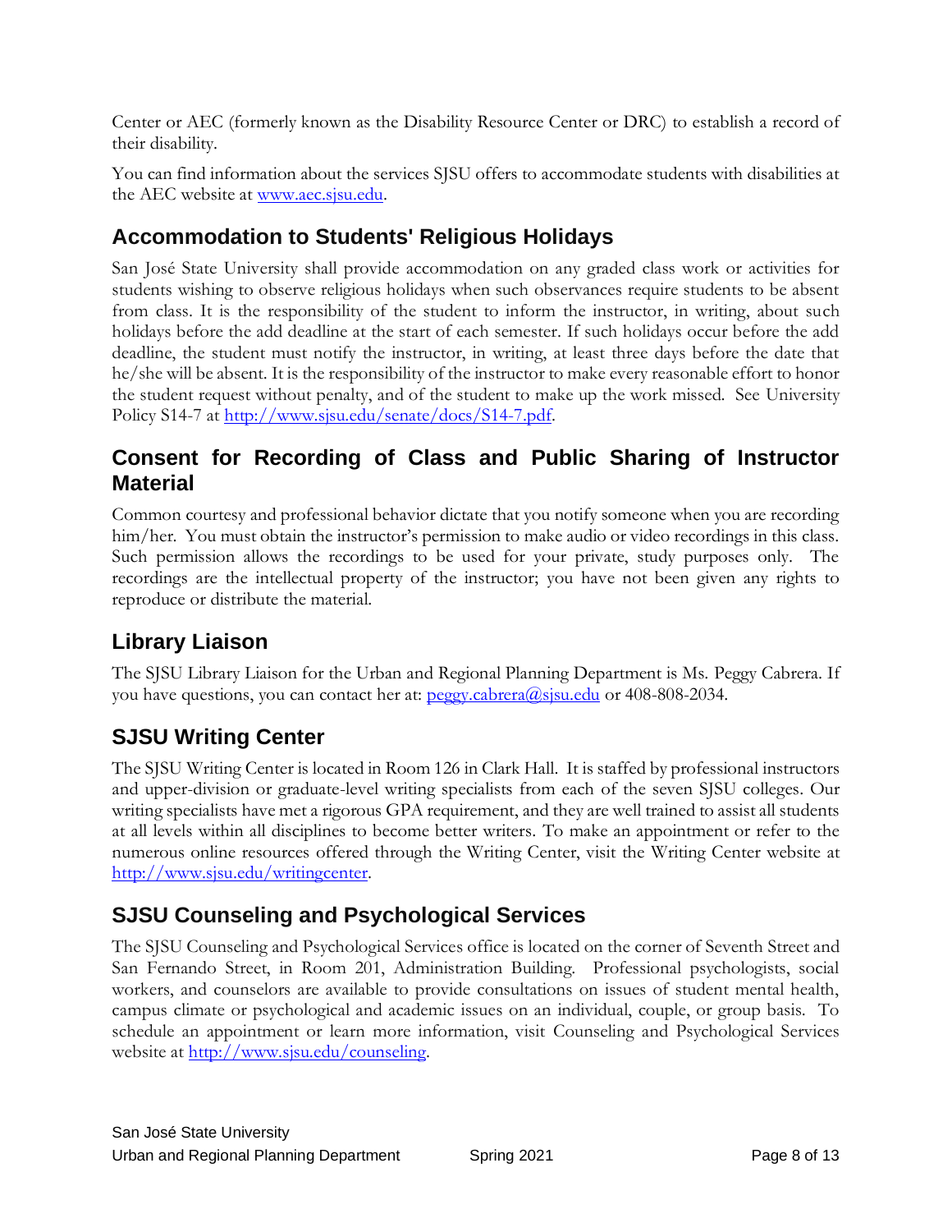Center or AEC (formerly known as the Disability Resource Center or DRC) to establish a record of their disability.

You can find information about the services SJSU offers to accommodate students with disabilities at the AEC website at [www.aec.sjsu.edu](http://www.aec.sjsu.edu).

## Accommodation to Students' Religious Holidays

San José State University shall provide accommodation on any graded class work or activities for students wishing to observe religious holidays when such observances require students to be absent from class. It is the responsibility of the student to inform the instructor, in writing, about such holidays before the add deadline at the start of each semester. If such holidays occur before the add deadline, the student must notify the instructor, in writing, at least three days before the date that he/she will be absent. It is the responsibility of the instructor to make every reasonable effort to honor the student request without penalty, and of the student to make up the work missed. See University Policy S14-7 at [http://www.sjsu.edu/senate/docs/S14-7.pdf](http://www.sjsu.edu/senate/docs/S14-7.pdf).

## Consent for Recording of Class and Public Sharing of Instructor Material

Common courtesy and professional behavior dictate that you notify someone when you are recording him/her. You must obtain the instructor's permission to make audio or video recordings in this class. Such permission allows the recordings to be used for your private, study purposes only. The recordings are the intellectual property of the instructor; you have not been given any rights to reproduce or distribute the material.

## Library Liaison

The SJSU Library Liaison for the Urban and Regional Planning Department is Ms. Peggy Cabrera. If you have questions, you can contact her at: [peggy.cabrera@sjsu.edu](mailto:peggy.cabrera@sjsu.edu) or 408-808-2034.

## SJSU Writing Center

The SJSU Writing Center is located in Room 126 in Clark Hall. It is staffed by professional instructors and upper-division or graduate-level writing specialists from each of the seven SJSU colleges. Our writing specialists have met a rigorous GPA requirement, and they are well trained to assist all students at all levels within all disciplines to become better writers. To make an appointment or refer to the numerous online resources offered through the Writing Center, visit the Writing Center website at [http://www.sjsu.edu/writingcenter](http://www.sjsu.edu/writingcenter).

## SJSU Counseling and Psychological Services

The SJSU Counseling and Psychological Services office is located on the corner of Seventh Street and San Fernando Street, in Room 201, Administration Building. Professional psychologists, social workers, and counselors are available to provide consultations on issues of student mental health, campus climate or psychological and academic issues on an individual, couple, or group basis. To schedule an appointment or learn more information, visit Counseling and Psychological Services website at [http://www.sjsu.edu/counseling](http://www.sjsu.edu/counseling).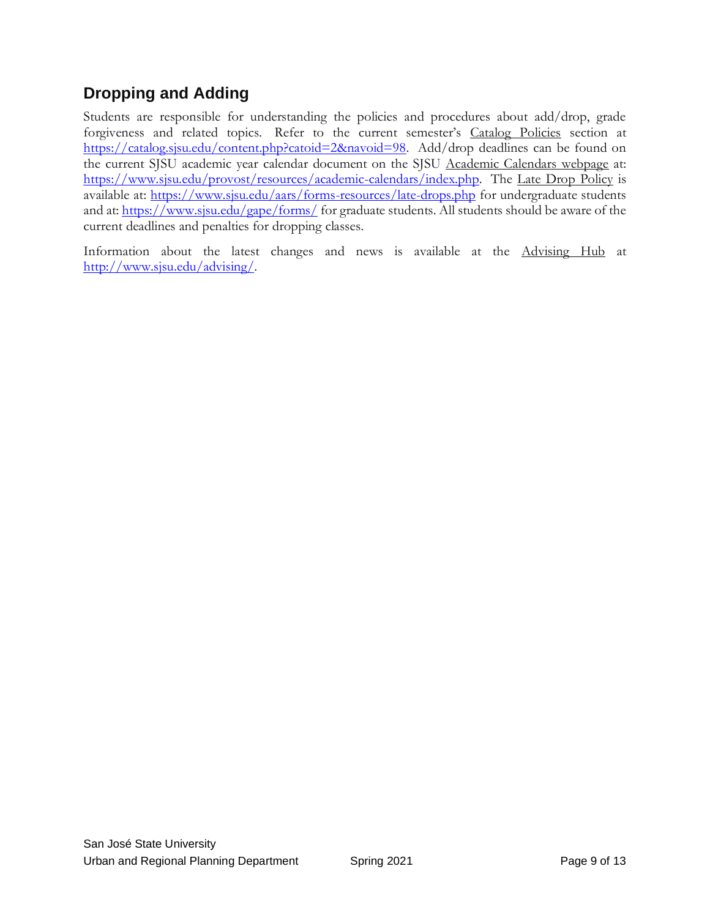## Dropping and Adding

Students are responsible for understanding the policies and procedures about add/drop, grade forgiveness and related topics. Refer to the current semester's Catalog Policies section at https://catalog.sjsu.edu/content.php?catoid=2&navoid=98. Add/drop deadlines can be found on the current SJSU academic year calendar document on the SJSU Academic Calendars webpage at: https://www.sjsu.edu/provost/resources/academic-calendars/index.php. The Late Drop Policy is available at: https://www.sjsu.edu/aars/forms-resources/late-drops.php for undergraduate students and at: https://www.sjsu.edu/gape/forms/ for graduate students. All students should be aware of the current deadlines and penalties for dropping classes.

Information about the latest changes and news is available at the Advising Hub at http://www.sjsu.edu/advising/.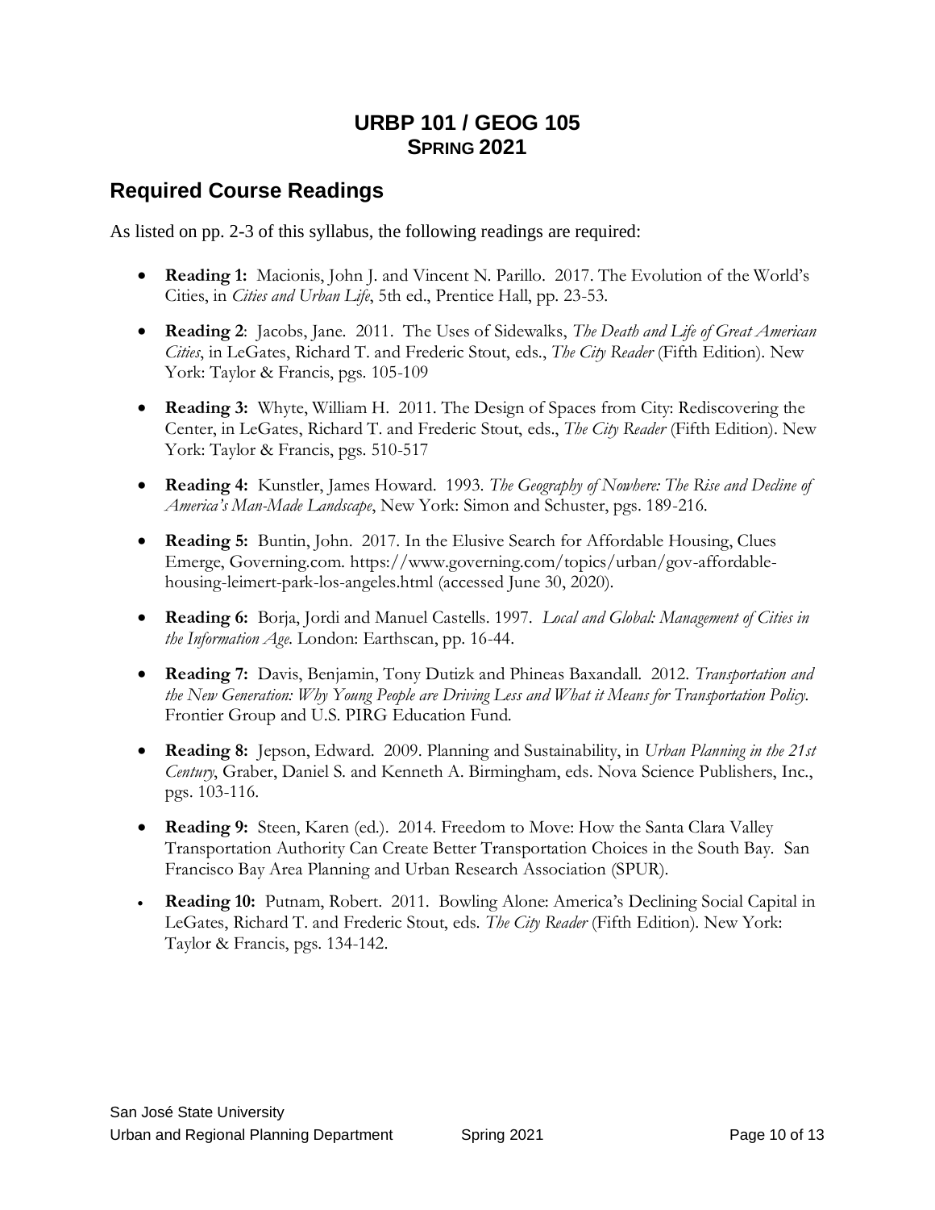# URBP 101 / GEOG 105
## Spring 2021

## Required Course Readings

As listed on pp. 2-3 of this syllabus, the following readings are required:

- **Reading 1:** Macionis, John J. and Vincent N. Parillo. 2017. The Evolution of the World's Cities, in *Cities and Urban Life*, 5th ed., Prentice Hall, pp. 23-53.
- **Reading 2**: Jacobs, Jane. 2011. The Uses of Sidewalks, *The Death and Life of Great American Cities*, in LeGates, Richard T. and Frederic Stout, eds., *The City Reader* (Fifth Edition). New York: Taylor & Francis, pgs. 105-109
- **Reading 3:** Whyte, William H. 2011. The Design of Spaces from City: Rediscovering the Center, in LeGates, Richard T. and Frederic Stout, eds., *The City Reader* (Fifth Edition). New York: Taylor & Francis, pgs. 510-517
- **Reading 4:** Kunstler, James Howard. 1993. *The Geography of Nowhere: The Rise and Decline of America's Man-Made Landscape*, New York: Simon and Schuster, pgs. 189-216.
- **Reading 5:** Buntin, John. 2017. In the Elusive Search for Affordable Housing, Clues Emerge, Governing.com. https://www.governing.com/topics/urban/gov-affordable-housing-leimert-park-los-angeles.html (accessed June 30, 2020).
- **Reading 6:** Borja, Jordi and Manuel Castells. 1997. *Local and Global: Management of Cities in the Information Age.* London: Earthscan, pp. 16-44.
- **Reading 7:** Davis, Benjamin, Tony Dutizk and Phineas Baxandall. 2012. *Transportation and the New Generation: Why Young People are Driving Less and What it Means for Transportation Policy.* Frontier Group and U.S. PIRG Education Fund.
- **Reading 8:** Jepson, Edward. 2009. Planning and Sustainability, in *Urban Planning in the 21st Century*, Graber, Daniel S. and Kenneth A. Birmingham, eds. Nova Science Publishers, Inc., pgs. 103-116.
- **Reading 9:** Steen, Karen (ed.). 2014. Freedom to Move: How the Santa Clara Valley Transportation Authority Can Create Better Transportation Choices in the South Bay. San Francisco Bay Area Planning and Urban Research Association (SPUR).
- **Reading 10:** Putnam, Robert. 2011. Bowling Alone: America's Declining Social Capital in LeGates, Richard T. and Frederic Stout, eds. *The City Reader* (Fifth Edition). New York: Taylor & Francis, pgs. 134-142.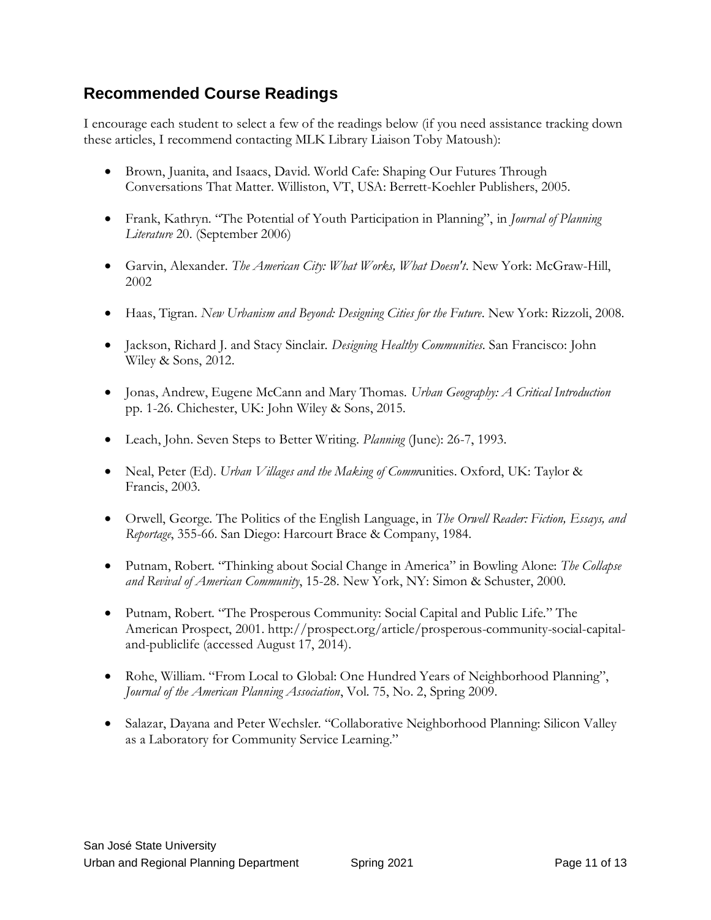## Recommended Course Readings

I encourage each student to select a few of the readings below (if you need assistance tracking down these articles, I recommend contacting MLK Library Liaison Toby Matoush):

- Brown, Juanita, and Isaacs, David. World Cafe: Shaping Our Futures Through Conversations That Matter. Williston, VT, USA: Berrett-Koehler Publishers, 2005.
- Frank, Kathryn. "The Potential of Youth Participation in Planning", in *Journal of Planning Literature* 20. (September 2006)
- Garvin, Alexander. *The American City: What Works, What Doesn't*. New York: McGraw-Hill, 2002
- Haas, Tigran. *New Urbanism and Beyond: Designing Cities for the Future*. New York: Rizzoli, 2008.
- Jackson, Richard J. and Stacy Sinclair. *Designing Healthy Communities*. San Francisco: John Wiley & Sons, 2012.
- Jonas, Andrew, Eugene McCann and Mary Thomas. *Urban Geography: A Critical Introduction* pp. 1-26. Chichester, UK: John Wiley & Sons, 2015.
- Leach, John. Seven Steps to Better Writing. *Planning* (June): 26-7, 1993.
- Neal, Peter (Ed). *Urban Villages and the Making of Comm*unities. Oxford, UK: Taylor & Francis, 2003.
- Orwell, George. The Politics of the English Language, in *The Orwell Reader: Fiction, Essays, and Reportage*, 355-66. San Diego: Harcourt Brace & Company, 1984.
- Putnam, Robert. "Thinking about Social Change in America" in Bowling Alone: *The Collapse and Revival of American Community*, 15-28. New York, NY: Simon & Schuster, 2000.
- Putnam, Robert. "The Prosperous Community: Social Capital and Public Life." The American Prospect, 2001. http://prospect.org/article/prosperous-community-social-capital-and-publiclife (accessed August 17, 2014).
- Rohe, William. "From Local to Global: One Hundred Years of Neighborhood Planning", *Journal of the American Planning Association*, Vol. 75, No. 2, Spring 2009.
- Salazar, Dayana and Peter Wechsler. "Collaborative Neighborhood Planning: Silicon Valley as a Laboratory for Community Service Learning."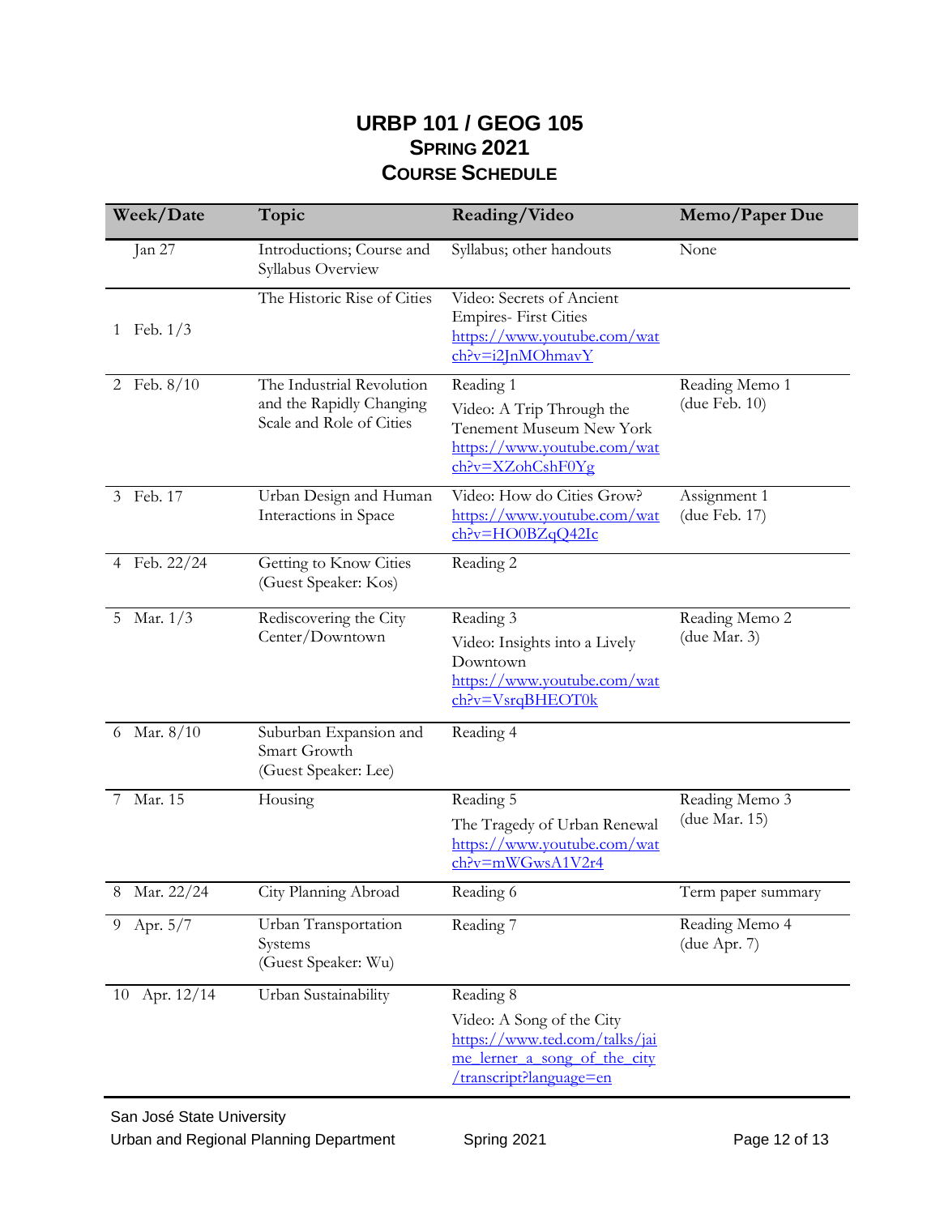# URBP 101 / GEOG 105
## Spring 2021
## Course Schedule

| Week/Date | Topic | Reading/Video | Memo/Paper Due |
|---|---|---|---|
| Jan 27 | Introductions; Course and Syllabus Overview | Syllabus; other handouts | None |
| 1 Feb. 1/3 | The Historic Rise of Cities | Video: Secrets of Ancient Empires- First Cities https://www.youtube.com/watch?v=i2JnMOhmavY | |
| 2 Feb. 8/10 | The Industrial Revolution and the Rapidly Changing Scale and Role of Cities | Reading 1<br>Video: A Trip Through the Tenement Museum New York https://www.youtube.com/watch?v=XZohCshF0Yg | Reading Memo 1 (due Feb. 10) |
| 3 Feb. 17 | Urban Design and Human Interactions in Space | Video: How do Cities Grow? https://www.youtube.com/watch?v=HO0BZqQ42Ic | Assignment 1 (due Feb. 17) |
| 4 Feb. 22/24 | Getting to Know Cities (Guest Speaker: Kos) | Reading 2 | |
| 5 Mar. 1/3 | Rediscovering the City Center/Downtown | Reading 3<br>Video: Insights into a Lively Downtown https://www.youtube.com/watch?v=VsrqBHEOT0k | Reading Memo 2 (due Mar. 3) |
| 6 Mar. 8/10 | Suburban Expansion and Smart Growth (Guest Speaker: Lee) | Reading 4 | |
| 7 Mar. 15 | Housing | Reading 5<br>The Tragedy of Urban Renewal https://www.youtube.com/watch?v=mWGwsA1V2r4 | Reading Memo 3 (due Mar. 15) |
| 8 Mar. 22/24 | City Planning Abroad | Reading 6 | Term paper summary |
| 9 Apr. 5/7 | Urban Transportation Systems (Guest Speaker: Wu) | Reading 7 | Reading Memo 4 (due Apr. 7) |
| 10 Apr. 12/14 | Urban Sustainability | Reading 8<br>Video: A Song of the City https://www.ted.com/talks/jaime_lerner_a_song_of_the_city/transcript?language=en | |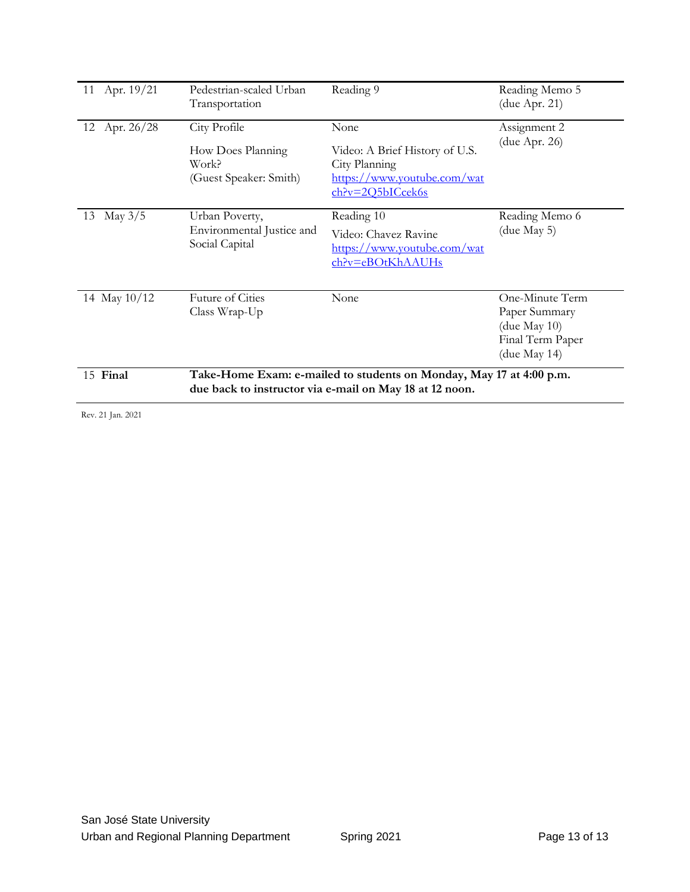| | | | |
|---|---|---|---|
| 11 Apr. 19/21 | Pedestrian-scaled Urban Transportation | Reading 9 | Reading Memo 5 (due Apr. 21) |
| 12 Apr. 26/28 | City Profile<br><br>How Does Planning Work? (Guest Speaker: Smith) | None<br><br>Video: A Brief History of U.S. City Planning https://www.youtube.com/watch?v=2Q5bICcek6s | Assignment 2 (due Apr. 26) |
| 13 May 3/5 | Urban Poverty, Environmental Justice and Social Capital | Reading 10<br><br>Video: Chavez Ravine https://www.youtube.com/watch?v=eBOtKhAAUHs | Reading Memo 6 (due May 5) |
| 14 May 10/12 | Future of Cities<br>Class Wrap-Up | None | One-Minute Term Paper Summary (due May 10)<br>Final Term Paper (due May 14) |
| 15 **Final** | **Take-Home Exam: e-mailed to students on Monday, May 17 at 4:00 p.m. due back to instructor via e-mail on May 18 at 12 noon.** | | |

Rev. 21 Jan. 2021